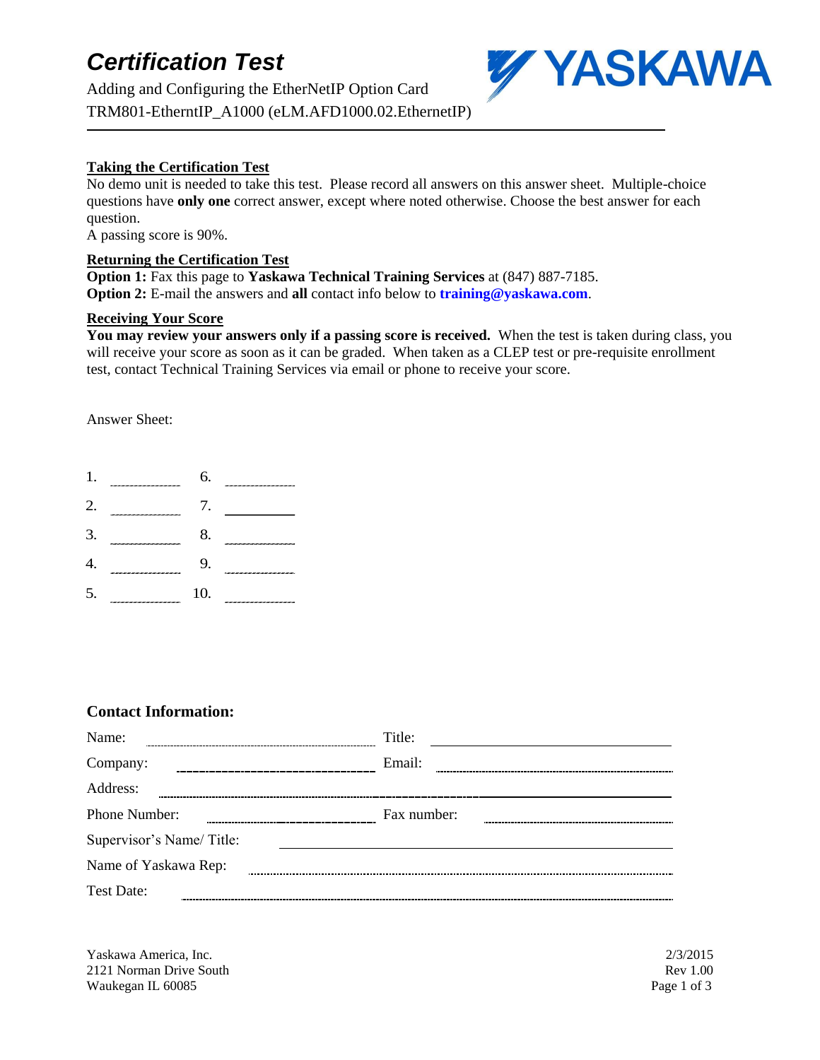# *Certification Test*

Adding and Configuring the EtherNetIP Option Card

TRM801-EtherntIP_A1000 (eLM.AFD1000.02.EthernetIP)

**Taking the Certification Test**

No demo unit is needed to take this test. Please record all answers on this answer sheet. Multiple-choice questions have **only one** correct answer, except where noted otherwise. Choose the best answer for each question.

A passing score is 90%.

**Returning the Certification Test**

**Option 1:** Fax this page to **Yaskawa Technical Training Services** at (847) 887-7185.

**Option 2:** E-mail the answers and **all** contact info below to **training@yaskawa.com**.

**Receiving Your Score**

**You may review your answers only if a passing score is received.** When the test is taken during class, you will receive your score as soon as it can be graded. When taken as a CLEP test or pre-requisite enrollment test, contact Technical Training Services via email or phone to receive your score.

Answer Sheet:

1. ________ 6. ________
2. ________ 7. ________
3. ________ 8. ________
4. ________ 9. ________
5. ________ 10. ________

### Contact Information:

Name: ____________________ Title: ____________________

Company: ____________________ Email: ____________________

Address: ________________________________________

Phone Number: ____________________ Fax number: ____________________

Supervisor's Name/ Title: ________________________________________

Name of Yaskawa Rep: ________________________________________

Test Date: ________________________________________

Yaskawa America, Inc.
2121 Norman Drive South
Waukegan IL 60085

2/3/2015
Rev 1.00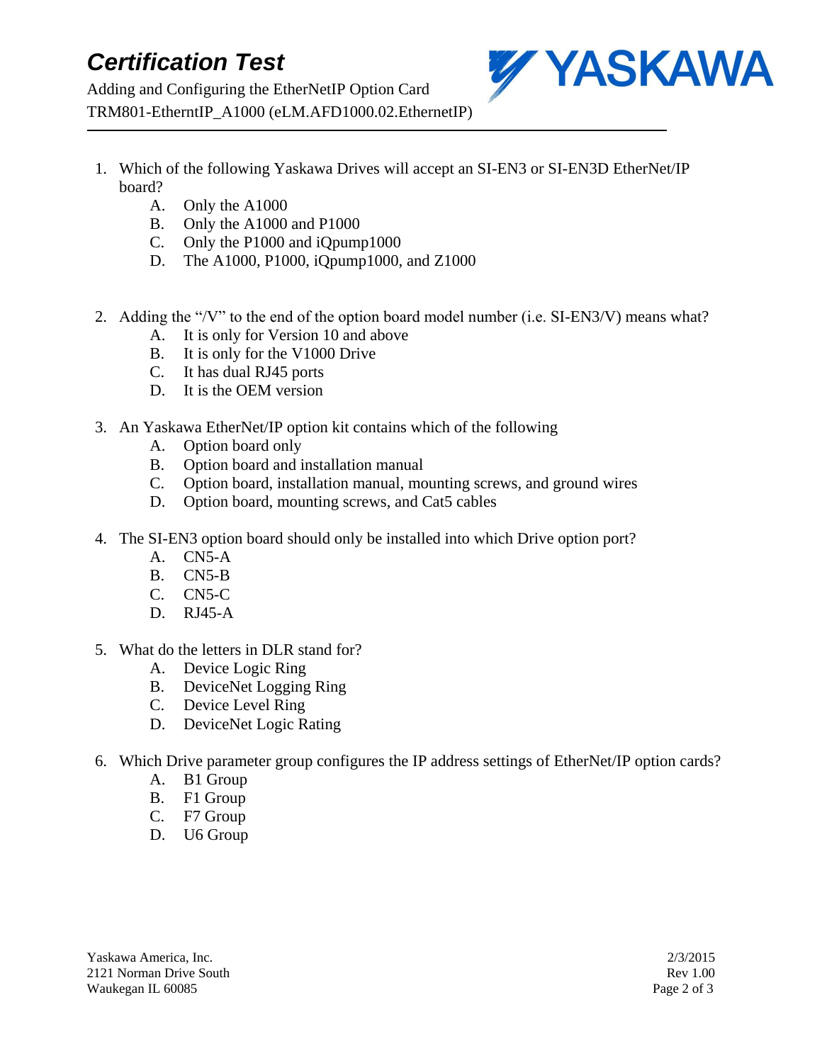1. Which of the following Yaskawa Drives will accept an SI-EN3 or SI-EN3D EtherNet/IP board?
   A. Only the A1000
   B. Only the A1000 and P1000
   C. Only the P1000 and iQpump1000
   D. The A1000, P1000, iQpump1000, and Z1000

2. Adding the "/V" to the end of the option board model number (i.e. SI-EN3/V) means what?
   A. It is only for Version 10 and above
   B. It is only for the V1000 Drive
   C. It has dual RJ45 ports
   D. It is the OEM version

3. An Yaskawa EtherNet/IP option kit contains which of the following
   A. Option board only
   B. Option board and installation manual
   C. Option board, installation manual, mounting screws, and ground wires
   D. Option board, mounting screws, and Cat5 cables

4. The SI-EN3 option board should only be installed into which Drive option port?
   A. CN5-A
   B. CN5-B
   C. CN5-C
   D. RJ45-A

5. What do the letters in DLR stand for?
   A. Device Logic Ring
   B. DeviceNet Logging Ring
   C. Device Level Ring
   D. DeviceNet Logic Rating

6. Which Drive parameter group configures the IP address settings of EtherNet/IP option cards?
   A. B1 Group
   B. F1 Group
   C. F7 Group
   D. U6 Group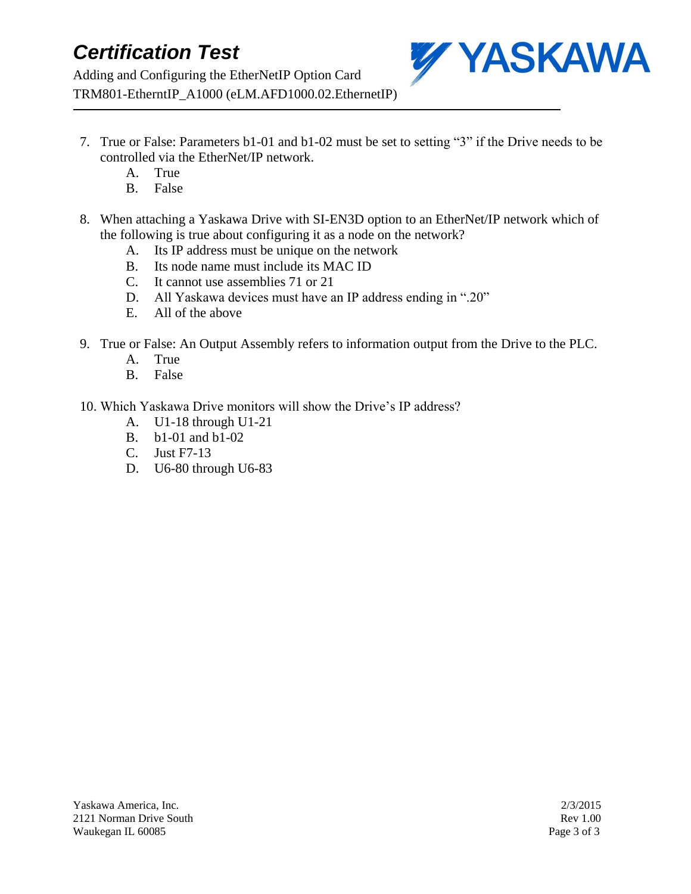7. True or False: Parameters b1-01 and b1-02 must be set to setting "3" if the Drive needs to be controlled via the EtherNet/IP network.
   A. True
   B. False

8. When attaching a Yaskawa Drive with SI-EN3D option to an EtherNet/IP network which of the following is true about configuring it as a node on the network?
   A. Its IP address must be unique on the network
   B. Its node name must include its MAC ID
   C. It cannot use assemblies 71 or 21
   D. All Yaskawa devices must have an IP address ending in ".20"
   E. All of the above

9. True or False: An Output Assembly refers to information output from the Drive to the PLC.
   A. True
   B. False

10. Which Yaskawa Drive monitors will show the Drive's IP address?
    A. U1-18 through U1-21
    B. b1-01 and b1-02
    C. Just F7-13
    D. U6-80 through U6-83